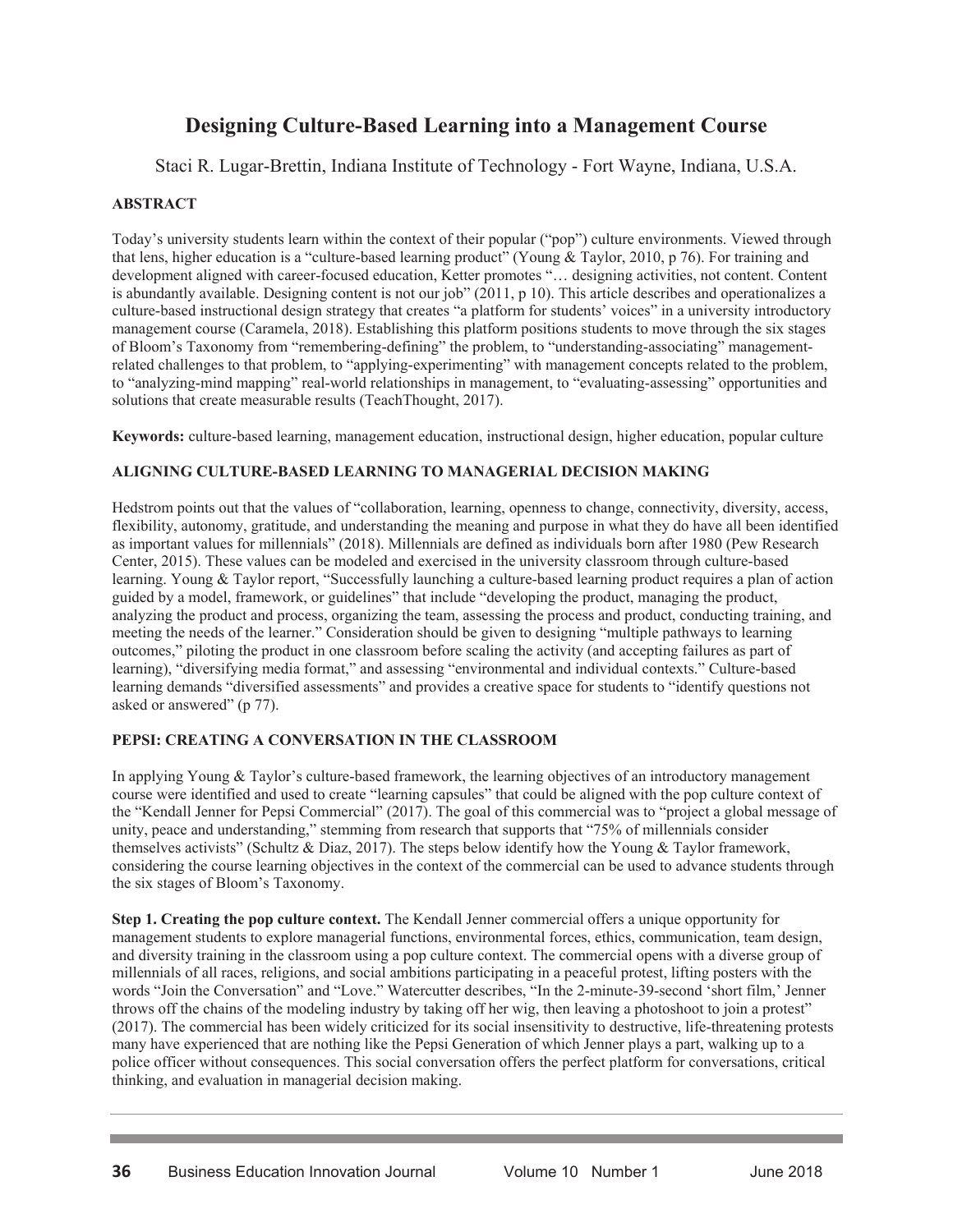# Designing Culture-Based Learning into a Management Course

Staci R. Lugar-Brettin, Indiana Institute of Technology - Fort Wayne, Indiana, U.S.A.

## ABSTRACT

Today's university students learn within the context of their popular ("pop") culture environments. Viewed through that lens, higher education is a "culture-based learning product" (Young & Taylor, 2010, p 76). For training and development aligned with career-focused education, Ketter promotes "… designing activities, not content. Content is abundantly available. Designing content is not our job" (2011, p 10). This article describes and operationalizes a culture-based instructional design strategy that creates "a platform for students' voices" in a university introductory management course (Caramela, 2018). Establishing this platform positions students to move through the six stages of Bloom's Taxonomy from "remembering-defining" the problem, to "understanding-associating" management-related challenges to that problem, to "applying-experimenting" with management concepts related to the problem, to "analyzing-mind mapping" real-world relationships in management, to "evaluating-assessing" opportunities and solutions that create measurable results (TeachThought, 2017).

**Keywords:** culture-based learning, management education, instructional design, higher education, popular culture

## ALIGNING CULTURE-BASED LEARNING TO MANAGERIAL DECISION MAKING

Hedstrom points out that the values of "collaboration, learning, openness to change, connectivity, diversity, access, flexibility, autonomy, gratitude, and understanding the meaning and purpose in what they do have all been identified as important values for millennials" (2018). Millennials are defined as individuals born after 1980 (Pew Research Center, 2015). These values can be modeled and exercised in the university classroom through culture-based learning. Young & Taylor report, "Successfully launching a culture-based learning product requires a plan of action guided by a model, framework, or guidelines" that include "developing the product, managing the product, analyzing the product and process, organizing the team, assessing the process and product, conducting training, and meeting the needs of the learner." Consideration should be given to designing "multiple pathways to learning outcomes," piloting the product in one classroom before scaling the activity (and accepting failures as part of learning), "diversifying media format," and assessing "environmental and individual contexts." Culture-based learning demands "diversified assessments" and provides a creative space for students to "identify questions not asked or answered" (p 77).

## PEPSI: CREATING A CONVERSATION IN THE CLASSROOM

In applying Young & Taylor's culture-based framework, the learning objectives of an introductory management course were identified and used to create "learning capsules" that could be aligned with the pop culture context of the "Kendall Jenner for Pepsi Commercial" (2017). The goal of this commercial was to "project a global message of unity, peace and understanding," stemming from research that supports that "75% of millennials consider themselves activists" (Schultz & Diaz, 2017). The steps below identify how the Young & Taylor framework, considering the course learning objectives in the context of the commercial can be used to advance students through the six stages of Bloom's Taxonomy.

**Step 1. Creating the pop culture context.** The Kendall Jenner commercial offers a unique opportunity for management students to explore managerial functions, environmental forces, ethics, communication, team design, and diversity training in the classroom using a pop culture context. The commercial opens with a diverse group of millennials of all races, religions, and social ambitions participating in a peaceful protest, lifting posters with the words "Join the Conversation" and "Love." Watercutter describes, "In the 2-minute-39-second 'short film,' Jenner throws off the chains of the modeling industry by taking off her wig, then leaving a photoshoot to join a protest" (2017). The commercial has been widely criticized for its social insensitivity to destructive, life-threatening protests many have experienced that are nothing like the Pepsi Generation of which Jenner plays a part, walking up to a police officer without consequences. This social conversation offers the perfect platform for conversations, critical thinking, and evaluation in managerial decision making.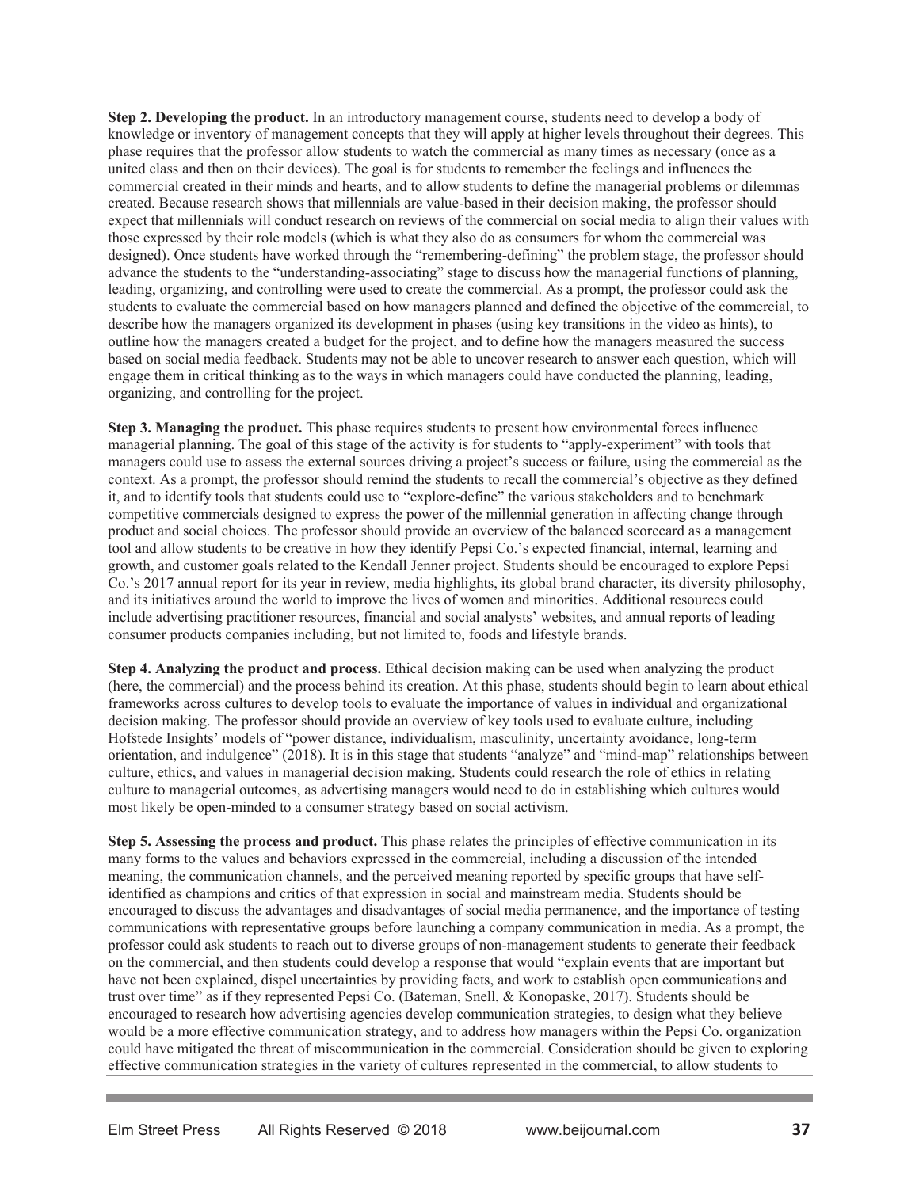**Step 2. Developing the product.** In an introductory management course, students need to develop a body of knowledge or inventory of management concepts that they will apply at higher levels throughout their degrees. This phase requires that the professor allow students to watch the commercial as many times as necessary (once as a united class and then on their devices). The goal is for students to remember the feelings and influences the commercial created in their minds and hearts, and to allow students to define the managerial problems or dilemmas created. Because research shows that millennials are value-based in their decision making, the professor should expect that millennials will conduct research on reviews of the commercial on social media to align their values with those expressed by their role models (which is what they also do as consumers for whom the commercial was designed). Once students have worked through the "remembering-defining" the problem stage, the professor should advance the students to the "understanding-associating" stage to discuss how the managerial functions of planning, leading, organizing, and controlling were used to create the commercial. As a prompt, the professor could ask the students to evaluate the commercial based on how managers planned and defined the objective of the commercial, to describe how the managers organized its development in phases (using key transitions in the video as hints), to outline how the managers created a budget for the project, and to define how the managers measured the success based on social media feedback. Students may not be able to uncover research to answer each question, which will engage them in critical thinking as to the ways in which managers could have conducted the planning, leading, organizing, and controlling for the project.

**Step 3. Managing the product.** This phase requires students to present how environmental forces influence managerial planning. The goal of this stage of the activity is for students to "apply-experiment" with tools that managers could use to assess the external sources driving a project's success or failure, using the commercial as the context. As a prompt, the professor should remind the students to recall the commercial's objective as they defined it, and to identify tools that students could use to "explore-define" the various stakeholders and to benchmark competitive commercials designed to express the power of the millennial generation in affecting change through product and social choices. The professor should provide an overview of the balanced scorecard as a management tool and allow students to be creative in how they identify Pepsi Co.'s expected financial, internal, learning and growth, and customer goals related to the Kendall Jenner project. Students should be encouraged to explore Pepsi Co.'s 2017 annual report for its year in review, media highlights, its global brand character, its diversity philosophy, and its initiatives around the world to improve the lives of women and minorities. Additional resources could include advertising practitioner resources, financial and social analysts' websites, and annual reports of leading consumer products companies including, but not limited to, foods and lifestyle brands.

**Step 4. Analyzing the product and process.** Ethical decision making can be used when analyzing the product (here, the commercial) and the process behind its creation. At this phase, students should begin to learn about ethical frameworks across cultures to develop tools to evaluate the importance of values in individual and organizational decision making. The professor should provide an overview of key tools used to evaluate culture, including Hofstede Insights' models of "power distance, individualism, masculinity, uncertainty avoidance, long-term orientation, and indulgence" (2018). It is in this stage that students "analyze" and "mind-map" relationships between culture, ethics, and values in managerial decision making. Students could research the role of ethics in relating culture to managerial outcomes, as advertising managers would need to do in establishing which cultures would most likely be open-minded to a consumer strategy based on social activism.

**Step 5. Assessing the process and product.** This phase relates the principles of effective communication in its many forms to the values and behaviors expressed in the commercial, including a discussion of the intended meaning, the communication channels, and the perceived meaning reported by specific groups that have self-identified as champions and critics of that expression in social and mainstream media. Students should be encouraged to discuss the advantages and disadvantages of social media permanence, and the importance of testing communications with representative groups before launching a company communication in media. As a prompt, the professor could ask students to reach out to diverse groups of non-management students to generate their feedback on the commercial, and then students could develop a response that would "explain events that are important but have not been explained, dispel uncertainties by providing facts, and work to establish open communications and trust over time" as if they represented Pepsi Co. (Bateman, Snell, & Konopaske, 2017). Students should be encouraged to research how advertising agencies develop communication strategies, to design what they believe would be a more effective communication strategy, and to address how managers within the Pepsi Co. organization could have mitigated the threat of miscommunication in the commercial. Consideration should be given to exploring effective communication strategies in the variety of cultures represented in the commercial, to allow students to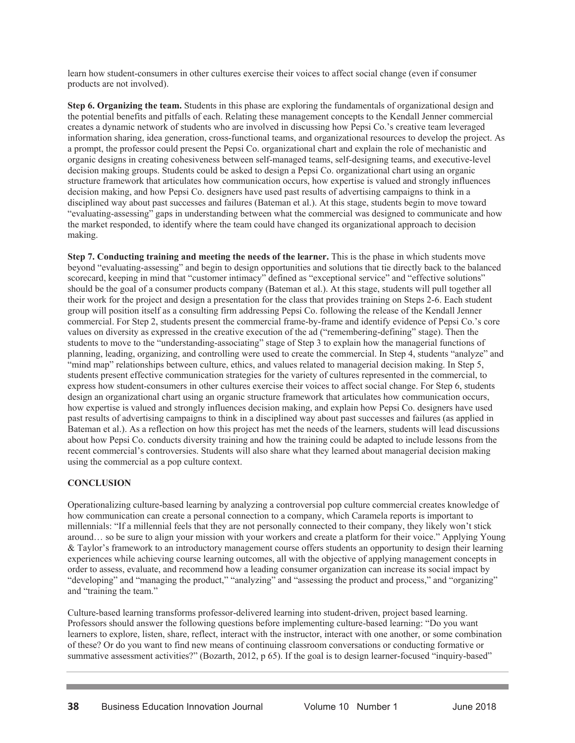learn how student-consumers in other cultures exercise their voices to affect social change (even if consumer products are not involved).

**Step 6. Organizing the team.** Students in this phase are exploring the fundamentals of organizational design and the potential benefits and pitfalls of each. Relating these management concepts to the Kendall Jenner commercial creates a dynamic network of students who are involved in discussing how Pepsi Co.'s creative team leveraged information sharing, idea generation, cross-functional teams, and organizational resources to develop the project. As a prompt, the professor could present the Pepsi Co. organizational chart and explain the role of mechanistic and organic designs in creating cohesiveness between self-managed teams, self-designing teams, and executive-level decision making groups. Students could be asked to design a Pepsi Co. organizational chart using an organic structure framework that articulates how communication occurs, how expertise is valued and strongly influences decision making, and how Pepsi Co. designers have used past results of advertising campaigns to think in a disciplined way about past successes and failures (Bateman et al.). At this stage, students begin to move toward "evaluating-assessing" gaps in understanding between what the commercial was designed to communicate and how the market responded, to identify where the team could have changed its organizational approach to decision making.

**Step 7. Conducting training and meeting the needs of the learner.** This is the phase in which students move beyond "evaluating-assessing" and begin to design opportunities and solutions that tie directly back to the balanced scorecard, keeping in mind that "customer intimacy" defined as "exceptional service" and "effective solutions" should be the goal of a consumer products company (Bateman et al.). At this stage, students will pull together all their work for the project and design a presentation for the class that provides training on Steps 2-6. Each student group will position itself as a consulting firm addressing Pepsi Co. following the release of the Kendall Jenner commercial. For Step 2, students present the commercial frame-by-frame and identify evidence of Pepsi Co.'s core values on diversity as expressed in the creative execution of the ad ("remembering-defining" stage). Then the students to move to the "understanding-associating" stage of Step 3 to explain how the managerial functions of planning, leading, organizing, and controlling were used to create the commercial. In Step 4, students "analyze" and "mind map" relationships between culture, ethics, and values related to managerial decision making. In Step 5, students present effective communication strategies for the variety of cultures represented in the commercial, to express how student-consumers in other cultures exercise their voices to affect social change. For Step 6, students design an organizational chart using an organic structure framework that articulates how communication occurs, how expertise is valued and strongly influences decision making, and explain how Pepsi Co. designers have used past results of advertising campaigns to think in a disciplined way about past successes and failures (as applied in Bateman et al.). As a reflection on how this project has met the needs of the learners, students will lead discussions about how Pepsi Co. conducts diversity training and how the training could be adapted to include lessons from the recent commercial's controversies. Students will also share what they learned about managerial decision making using the commercial as a pop culture context.

## CONCLUSION

Operationalizing culture-based learning by analyzing a controversial pop culture commercial creates knowledge of how communication can create a personal connection to a company, which Caramela reports is important to millennials: "If a millennial feels that they are not personally connected to their company, they likely won't stick around… so be sure to align your mission with your workers and create a platform for their voice." Applying Young & Taylor's framework to an introductory management course offers students an opportunity to design their learning experiences while achieving course learning outcomes, all with the objective of applying management concepts in order to assess, evaluate, and recommend how a leading consumer organization can increase its social impact by "developing" and "managing the product," "analyzing" and "assessing the product and process," and "organizing" and "training the team."

Culture-based learning transforms professor-delivered learning into student-driven, project based learning. Professors should answer the following questions before implementing culture-based learning: "Do you want learners to explore, listen, share, reflect, interact with the instructor, interact with one another, or some combination of these? Or do you want to find new means of continuing classroom conversations or conducting formative or summative assessment activities?" (Bozarth, 2012, p 65). If the goal is to design learner-focused "inquiry-based"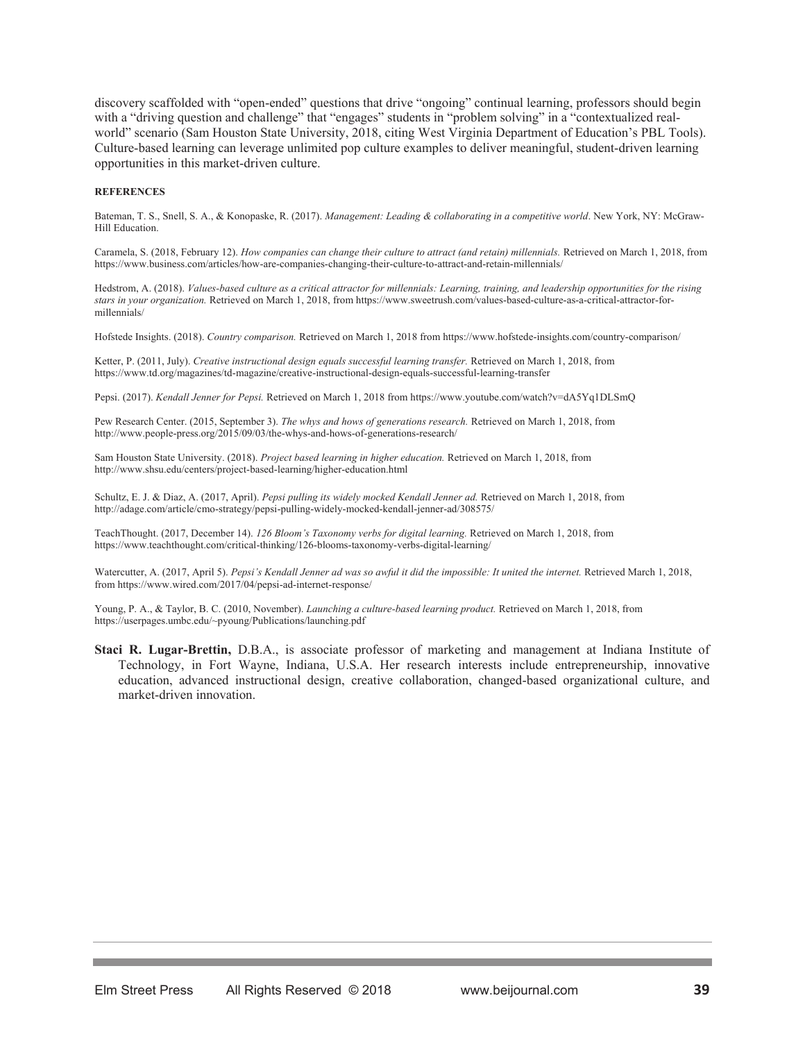discovery scaffolded with "open-ended" questions that drive "ongoing" continual learning, professors should begin with a "driving question and challenge" that "engages" students in "problem solving" in a "contextualized real-world" scenario (Sam Houston State University, 2018, citing West Virginia Department of Education's PBL Tools). Culture-based learning can leverage unlimited pop culture examples to deliver meaningful, student-driven learning opportunities in this market-driven culture.

## REFERENCES

Bateman, T. S., Snell, S. A., & Konopaske, R. (2017). *Management: Leading & collaborating in a competitive world*. New York, NY: McGraw-Hill Education.

Caramela, S. (2018, February 12). *How companies can change their culture to attract (and retain) millennials.* Retrieved on March 1, 2018, from https://www.business.com/articles/how-are-companies-changing-their-culture-to-attract-and-retain-millennials/

Hedstrom, A. (2018). *Values-based culture as a critical attractor for millennials: Learning, training, and leadership opportunities for the rising stars in your organization.* Retrieved on March 1, 2018, from https://www.sweetrush.com/values-based-culture-as-a-critical-attractor-for-millennials/

Hofstede Insights. (2018). *Country comparison.* Retrieved on March 1, 2018 from https://www.hofstede-insights.com/country-comparison/

Ketter, P. (2011, July). *Creative instructional design equals successful learning transfer.* Retrieved on March 1, 2018, from https://www.td.org/magazines/td-magazine/creative-instructional-design-equals-successful-learning-transfer

Pepsi. (2017). *Kendall Jenner for Pepsi.* Retrieved on March 1, 2018 from https://www.youtube.com/watch?v=dA5Yq1DLSmQ

Pew Research Center. (2015, September 3). *The whys and hows of generations research.* Retrieved on March 1, 2018, from http://www.people-press.org/2015/09/03/the-whys-and-hows-of-generations-research/

Sam Houston State University. (2018). *Project based learning in higher education.* Retrieved on March 1, 2018, from http://www.shsu.edu/centers/project-based-learning/higher-education.html

Schultz, E. J. & Diaz, A. (2017, April). *Pepsi pulling its widely mocked Kendall Jenner ad.* Retrieved on March 1, 2018, from http://adage.com/article/cmo-strategy/pepsi-pulling-widely-mocked-kendall-jenner-ad/308575/

TeachThought. (2017, December 14). *126 Bloom's Taxonomy verbs for digital learning.* Retrieved on March 1, 2018, from https://www.teachthought.com/critical-thinking/126-blooms-taxonomy-verbs-digital-learning/

Watercutter, A. (2017, April 5). *Pepsi's Kendall Jenner ad was so awful it did the impossible: It united the internet.* Retrieved March 1, 2018, from https://www.wired.com/2017/04/pepsi-ad-internet-response/

Young, P. A., & Taylor, B. C. (2010, November). *Launching a culture-based learning product.* Retrieved on March 1, 2018, from https://userpages.umbc.edu/~pyoung/Publications/launching.pdf

**Staci R. Lugar-Brettin,** D.B.A., is associate professor of marketing and management at Indiana Institute of Technology, in Fort Wayne, Indiana, U.S.A. Her research interests include entrepreneurship, innovative education, advanced instructional design, creative collaboration, changed-based organizational culture, and market-driven innovation.